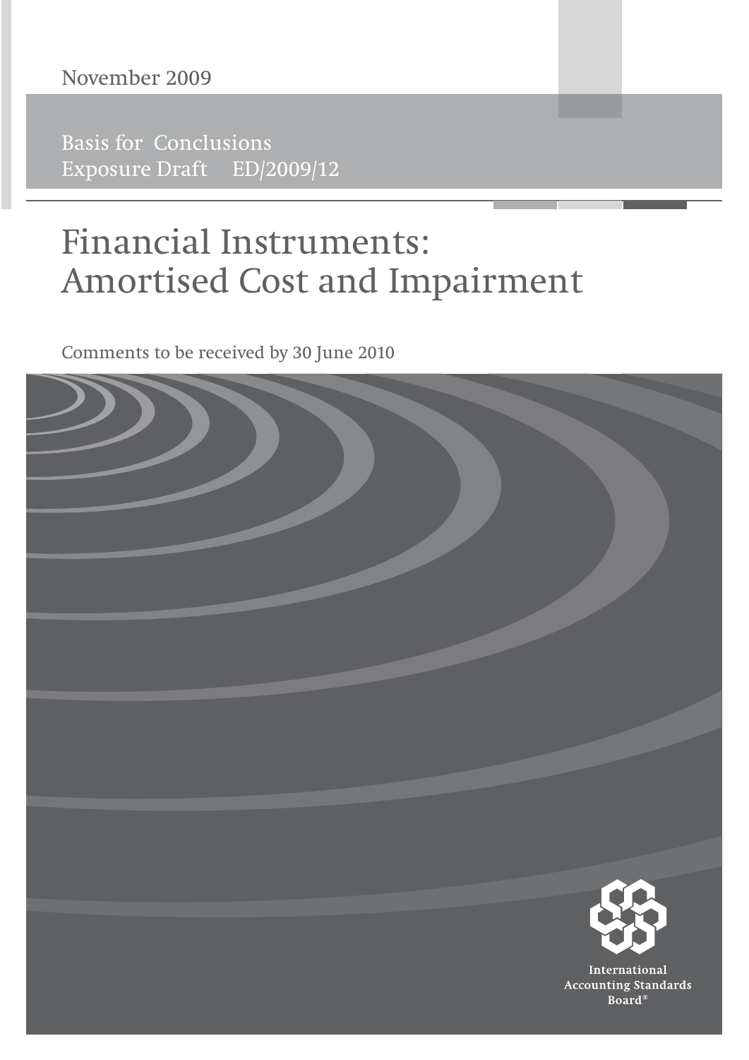November 2009

Basis for Conclusions
Exposure Draft ED/2009/12

# Financial Instruments: Amortised Cost and Impairment

Comments to be received by 30 June 2010

International Accounting Standards Board®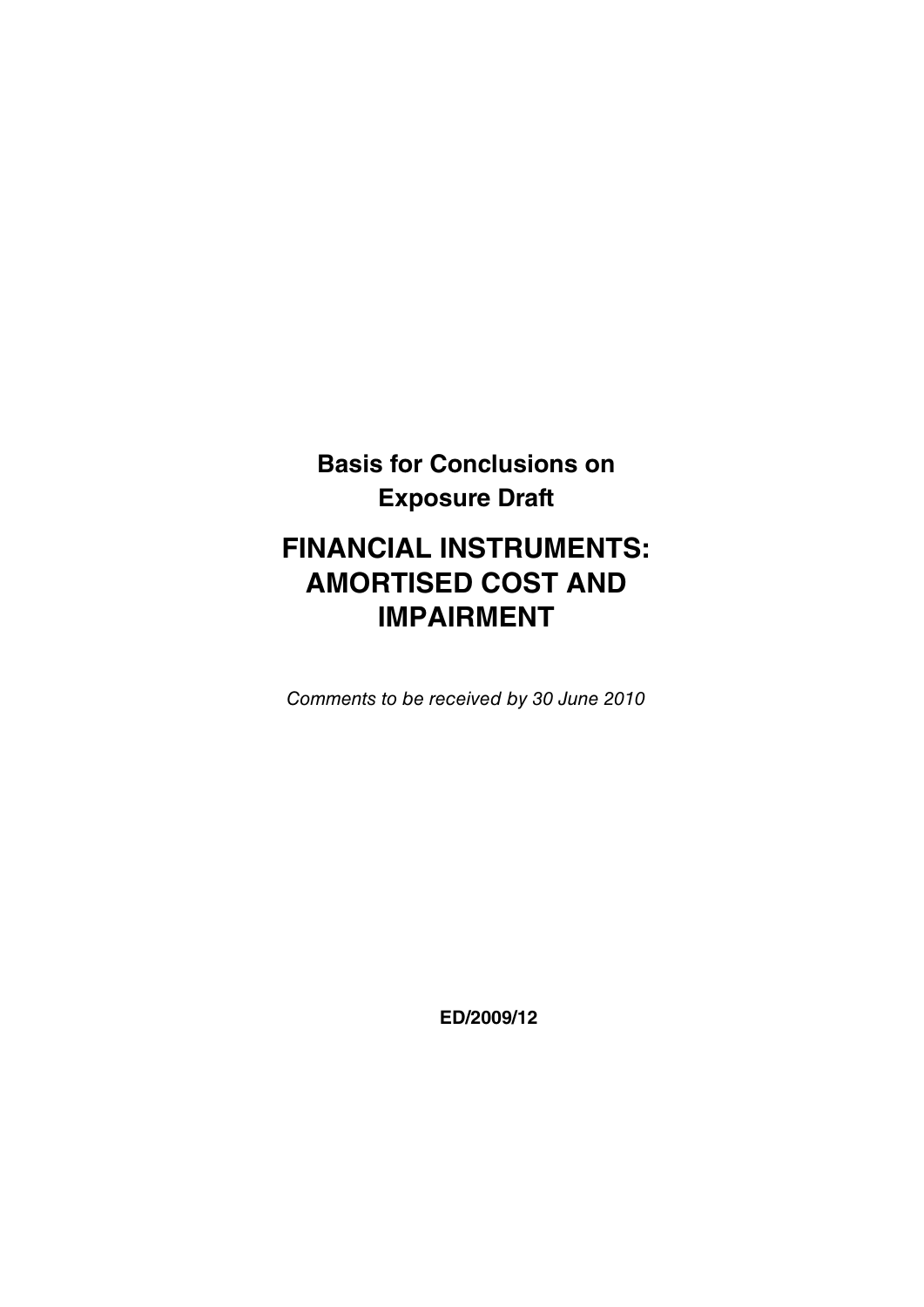**Basis for Conclusions on Exposure Draft**

# FINANCIAL INSTRUMENTS: AMORTISED COST AND IMPAIRMENT

*Comments to be received by 30 June 2010*

**ED/2009/12**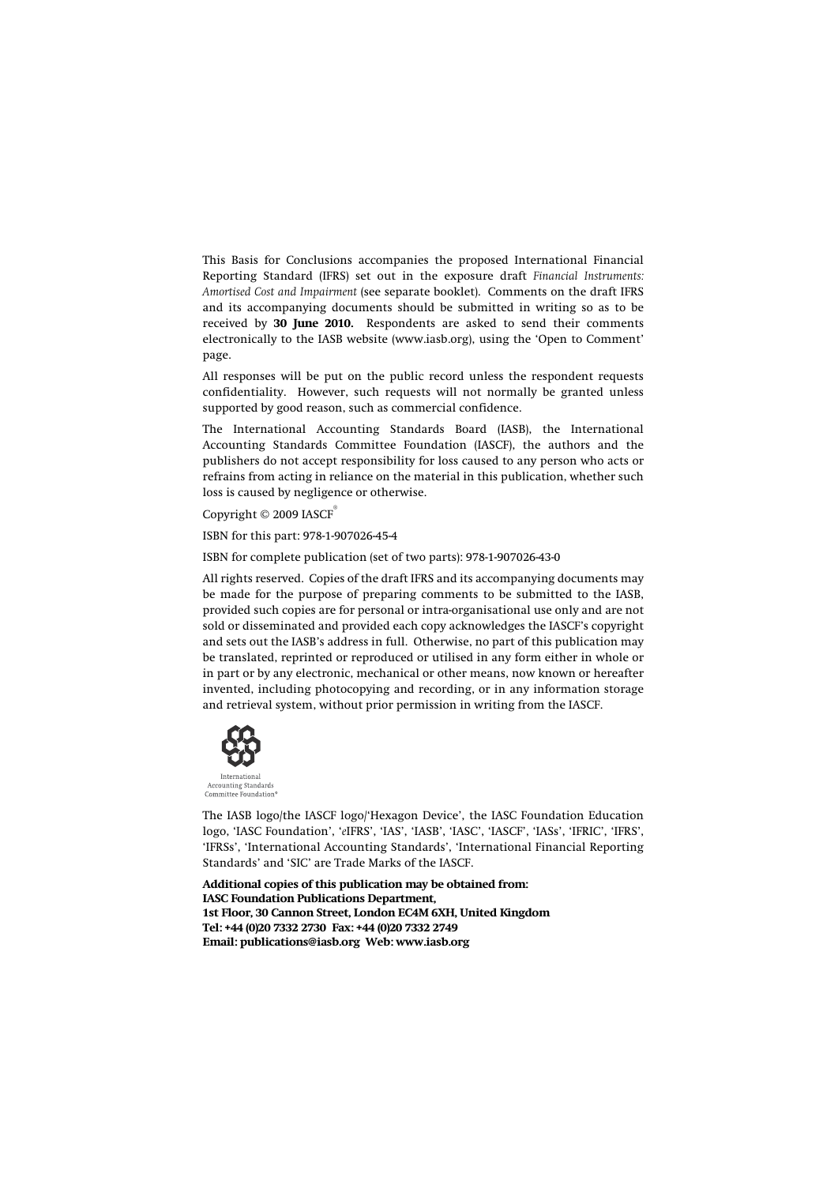This Basis for Conclusions accompanies the proposed International Financial Reporting Standard (IFRS) set out in the exposure draft *Financial Instruments: Amortised Cost and Impairment* (see separate booklet). Comments on the draft IFRS and its accompanying documents should be submitted in writing so as to be received by **30 June 2010.** Respondents are asked to send their comments electronically to the IASB website (www.iasb.org), using the 'Open to Comment' page.

All responses will be put on the public record unless the respondent requests confidentiality. However, such requests will not normally be granted unless supported by good reason, such as commercial confidence.

The International Accounting Standards Board (IASB), the International Accounting Standards Committee Foundation (IASCF), the authors and the publishers do not accept responsibility for loss caused to any person who acts or refrains from acting in reliance on the material in this publication, whether such loss is caused by negligence or otherwise.

Copyright © 2009 IASCF®

ISBN for this part: 978-1-907026-45-4

ISBN for complete publication (set of two parts): 978-1-907026-43-0

All rights reserved. Copies of the draft IFRS and its accompanying documents may be made for the purpose of preparing comments to be submitted to the IASB, provided such copies are for personal or intra-organisational use only and are not sold or disseminated and provided each copy acknowledges the IASCF's copyright and sets out the IASB's address in full. Otherwise, no part of this publication may be translated, reprinted or reproduced or utilised in any form either in whole or in part or by any electronic, mechanical or other means, now known or hereafter invented, including photocopying and recording, or in any information storage and retrieval system, without prior permission in writing from the IASCF.

International Accounting Standards Committee Foundation®

The IASB logo/the IASCF logo/'Hexagon Device', the IASC Foundation Education logo, 'IASC Foundation', '*e*IFRS', 'IAS', 'IASB', 'IASC', 'IASCF', 'IASs', 'IFRIC', 'IFRS', 'IFRSs', 'International Accounting Standards', 'International Financial Reporting Standards' and 'SIC' are Trade Marks of the IASCF.

**Additional copies of this publication may be obtained from:**
**IASC Foundation Publications Department,**
**1st Floor, 30 Cannon Street, London EC4M 6XH, United Kingdom**
**Tel: +44 (0)20 7332 2730 Fax: +44 (0)20 7332 2749**
**Email: publications@iasb.org Web: www.iasb.org**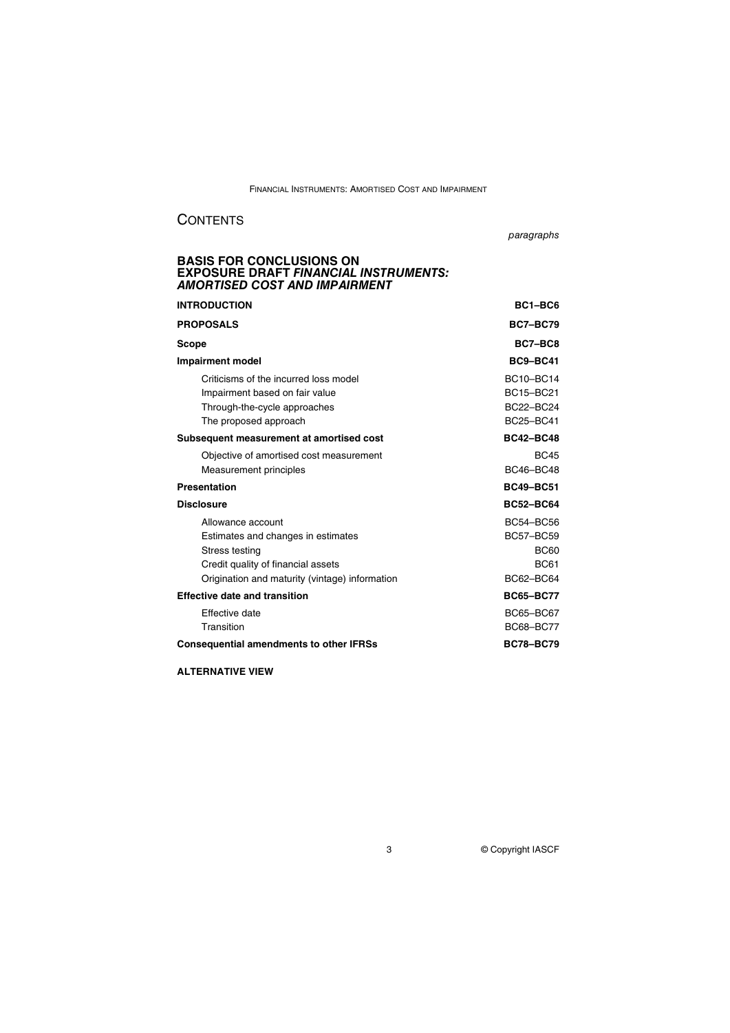# CONTENTS

*paragraphs*

## BASIS FOR CONCLUSIONS ON EXPOSURE DRAFT *FINANCIAL INSTRUMENTS: AMORTISED COST AND IMPAIRMENT*

| | |
|---|---|
| **INTRODUCTION** | **BC1–BC6** |
| **PROPOSALS** | **BC7–BC79** |
| **Scope** | **BC7–BC8** |
| **Impairment model** | **BC9–BC41** |
| Criticisms of the incurred loss model | BC10–BC14 |
| Impairment based on fair value | BC15–BC21 |
| Through-the-cycle approaches | BC22–BC24 |
| The proposed approach | BC25–BC41 |
| **Subsequent measurement at amortised cost** | **BC42–BC48** |
| Objective of amortised cost measurement | BC45 |
| Measurement principles | BC46–BC48 |
| **Presentation** | **BC49–BC51** |
| **Disclosure** | **BC52–BC64** |
| Allowance account | BC54–BC56 |
| Estimates and changes in estimates | BC57–BC59 |
| Stress testing | BC60 |
| Credit quality of financial assets | BC61 |
| Origination and maturity (vintage) information | BC62–BC64 |
| **Effective date and transition** | **BC65–BC77** |
| Effective date | BC65–BC67 |
| Transition | BC68–BC77 |
| **Consequential amendments to other IFRSs** | **BC78–BC79** |

**ALTERNATIVE VIEW**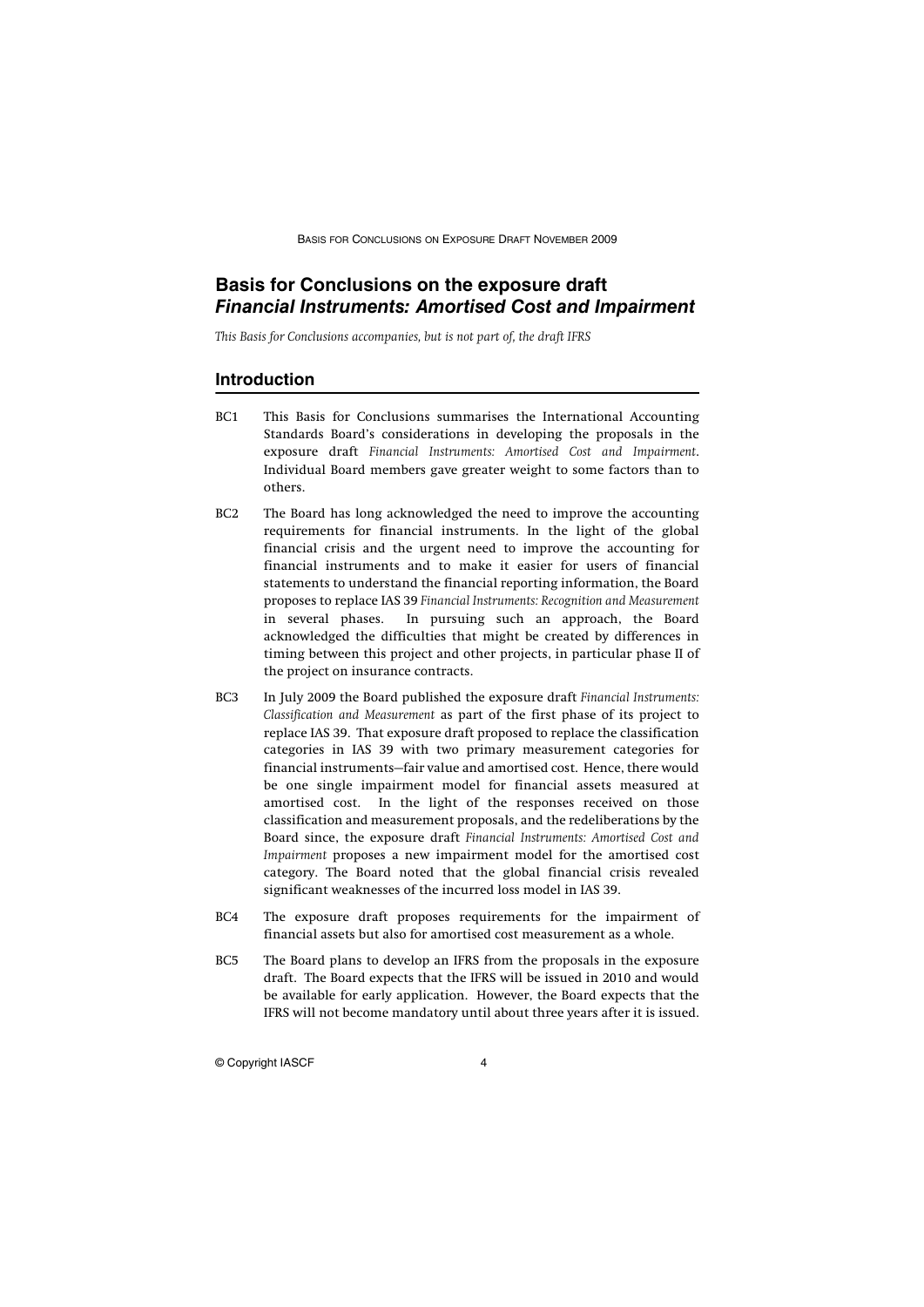# Basis for Conclusions on the exposure draft *Financial Instruments: Amortised Cost and Impairment*

*This Basis for Conclusions accompanies, but is not part of, the draft IFRS*

## Introduction

BC1 This Basis for Conclusions summarises the International Accounting Standards Board's considerations in developing the proposals in the exposure draft *Financial Instruments: Amortised Cost and Impairment*. Individual Board members gave greater weight to some factors than to others.

BC2 The Board has long acknowledged the need to improve the accounting requirements for financial instruments. In the light of the global financial crisis and the urgent need to improve the accounting for financial instruments and to make it easier for users of financial statements to understand the financial reporting information, the Board proposes to replace IAS 39 *Financial Instruments: Recognition and Measurement* in several phases. In pursuing such an approach, the Board acknowledged the difficulties that might be created by differences in timing between this project and other projects, in particular phase II of the project on insurance contracts.

BC3 In July 2009 the Board published the exposure draft *Financial Instruments: Classification and Measurement* as part of the first phase of its project to replace IAS 39. That exposure draft proposed to replace the classification categories in IAS 39 with two primary measurement categories for financial instruments—fair value and amortised cost. Hence, there would be one single impairment model for financial assets measured at amortised cost. In the light of the responses received on those classification and measurement proposals, and the redeliberations by the Board since, the exposure draft *Financial Instruments: Amortised Cost and Impairment* proposes a new impairment model for the amortised cost category. The Board noted that the global financial crisis revealed significant weaknesses of the incurred loss model in IAS 39.

BC4 The exposure draft proposes requirements for the impairment of financial assets but also for amortised cost measurement as a whole.

BC5 The Board plans to develop an IFRS from the proposals in the exposure draft. The Board expects that the IFRS will be issued in 2010 and would be available for early application. However, the Board expects that the IFRS will not become mandatory until about three years after it is issued.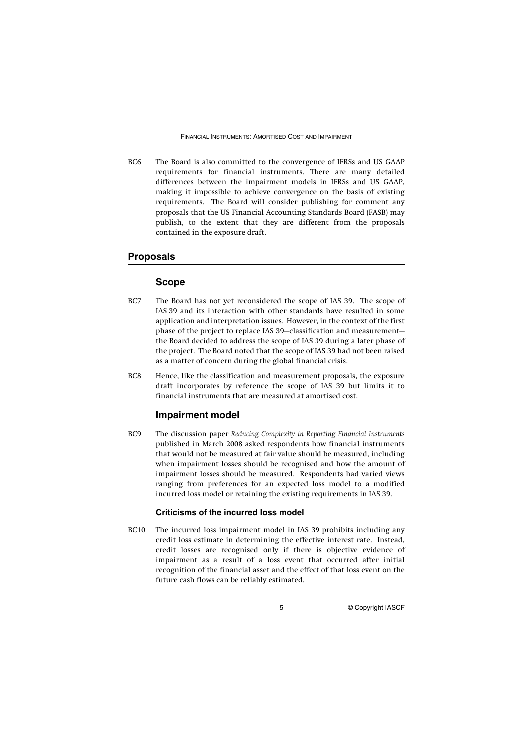BC6 The Board is also committed to the convergence of IFRSs and US GAAP requirements for financial instruments. There are many detailed differences between the impairment models in IFRSs and US GAAP, making it impossible to achieve convergence on the basis of existing requirements. The Board will consider publishing for comment any proposals that the US Financial Accounting Standards Board (FASB) may publish, to the extent that they are different from the proposals contained in the exposure draft.

## Proposals

### Scope

BC7 The Board has not yet reconsidered the scope of IAS 39. The scope of IAS 39 and its interaction with other standards have resulted in some application and interpretation issues. However, in the context of the first phase of the project to replace IAS 39—classification and measurement—the Board decided to address the scope of IAS 39 during a later phase of the project. The Board noted that the scope of IAS 39 had not been raised as a matter of concern during the global financial crisis.

BC8 Hence, like the classification and measurement proposals, the exposure draft incorporates by reference the scope of IAS 39 but limits it to financial instruments that are measured at amortised cost.

### Impairment model

BC9 The discussion paper *Reducing Complexity in Reporting Financial Instruments* published in March 2008 asked respondents how financial instruments that would not be measured at fair value should be measured, including when impairment losses should be recognised and how the amount of impairment losses should be measured. Respondents had varied views ranging from preferences for an expected loss model to a modified incurred loss model or retaining the existing requirements in IAS 39.

#### Criticisms of the incurred loss model

BC10 The incurred loss impairment model in IAS 39 prohibits including any credit loss estimate in determining the effective interest rate. Instead, credit losses are recognised only if there is objective evidence of impairment as a result of a loss event that occurred after initial recognition of the financial asset and the effect of that loss event on the future cash flows can be reliably estimated.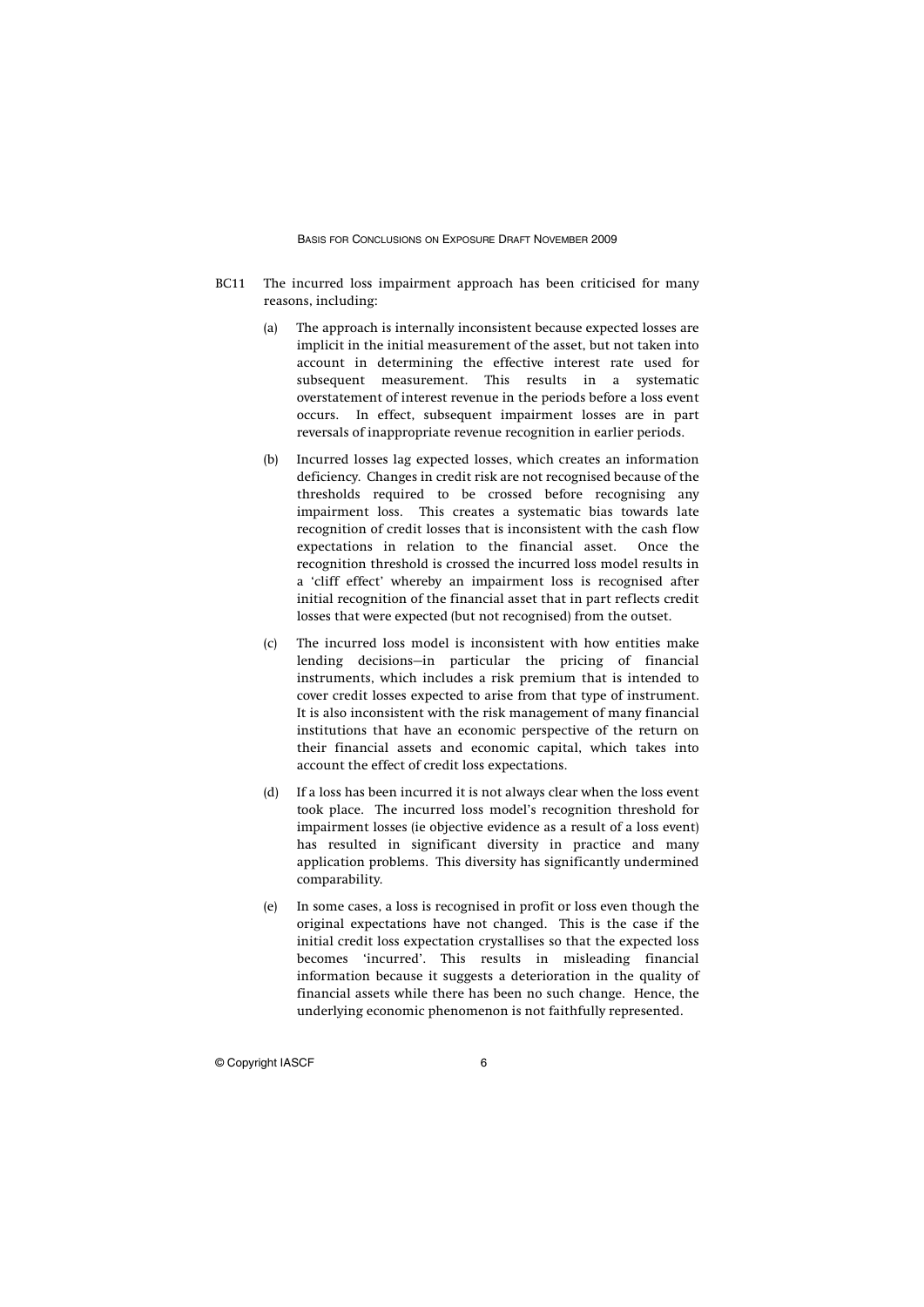BC11 The incurred loss impairment approach has been criticised for many reasons, including:

(a) The approach is internally inconsistent because expected losses are implicit in the initial measurement of the asset, but not taken into account in determining the effective interest rate used for subsequent measurement. This results in a systematic overstatement of interest revenue in the periods before a loss event occurs. In effect, subsequent impairment losses are in part reversals of inappropriate revenue recognition in earlier periods.

(b) Incurred losses lag expected losses, which creates an information deficiency. Changes in credit risk are not recognised because of the thresholds required to be crossed before recognising any impairment loss. This creates a systematic bias towards late recognition of credit losses that is inconsistent with the cash flow expectations in relation to the financial asset. Once the recognition threshold is crossed the incurred loss model results in a 'cliff effect' whereby an impairment loss is recognised after initial recognition of the financial asset that in part reflects credit losses that were expected (but not recognised) from the outset.

(c) The incurred loss model is inconsistent with how entities make lending decisions—in particular the pricing of financial instruments, which includes a risk premium that is intended to cover credit losses expected to arise from that type of instrument. It is also inconsistent with the risk management of many financial institutions that have an economic perspective of the return on their financial assets and economic capital, which takes into account the effect of credit loss expectations.

(d) If a loss has been incurred it is not always clear when the loss event took place. The incurred loss model's recognition threshold for impairment losses (ie objective evidence as a result of a loss event) has resulted in significant diversity in practice and many application problems. This diversity has significantly undermined comparability.

(e) In some cases, a loss is recognised in profit or loss even though the original expectations have not changed. This is the case if the initial credit loss expectation crystallises so that the expected loss becomes 'incurred'. This results in misleading financial information because it suggests a deterioration in the quality of financial assets while there has been no such change. Hence, the underlying economic phenomenon is not faithfully represented.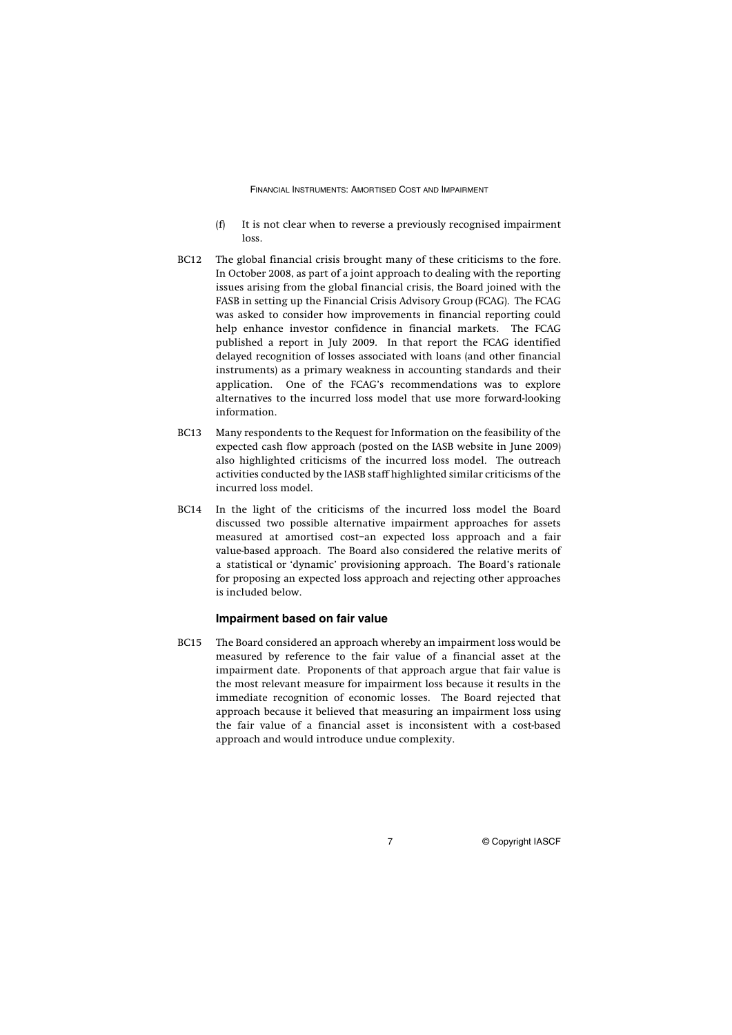(f) It is not clear when to reverse a previously recognised impairment loss.

BC12 The global financial crisis brought many of these criticisms to the fore. In October 2008, as part of a joint approach to dealing with the reporting issues arising from the global financial crisis, the Board joined with the FASB in setting up the Financial Crisis Advisory Group (FCAG). The FCAG was asked to consider how improvements in financial reporting could help enhance investor confidence in financial markets. The FCAG published a report in July 2009. In that report the FCAG identified delayed recognition of losses associated with loans (and other financial instruments) as a primary weakness in accounting standards and their application. One of the FCAG's recommendations was to explore alternatives to the incurred loss model that use more forward-looking information.

BC13 Many respondents to the Request for Information on the feasibility of the expected cash flow approach (posted on the IASB website in June 2009) also highlighted criticisms of the incurred loss model. The outreach activities conducted by the IASB staff highlighted similar criticisms of the incurred loss model.

BC14 In the light of the criticisms of the incurred loss model the Board discussed two possible alternative impairment approaches for assets measured at amortised cost–an expected loss approach and a fair value-based approach. The Board also considered the relative merits of a statistical or 'dynamic' provisioning approach. The Board's rationale for proposing an expected loss approach and rejecting other approaches is included below.

### Impairment based on fair value

BC15 The Board considered an approach whereby an impairment loss would be measured by reference to the fair value of a financial asset at the impairment date. Proponents of that approach argue that fair value is the most relevant measure for impairment loss because it results in the immediate recognition of economic losses. The Board rejected that approach because it believed that measuring an impairment loss using the fair value of a financial asset is inconsistent with a cost-based approach and would introduce undue complexity.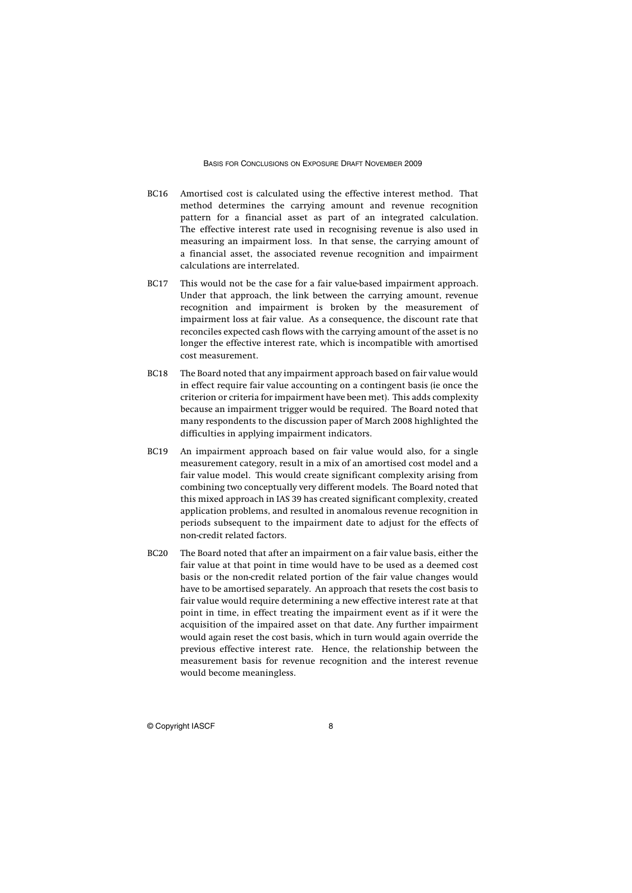BC16 Amortised cost is calculated using the effective interest method. That method determines the carrying amount and revenue recognition pattern for a financial asset as part of an integrated calculation. The effective interest rate used in recognising revenue is also used in measuring an impairment loss. In that sense, the carrying amount of a financial asset, the associated revenue recognition and impairment calculations are interrelated.

BC17 This would not be the case for a fair value-based impairment approach. Under that approach, the link between the carrying amount, revenue recognition and impairment is broken by the measurement of impairment loss at fair value. As a consequence, the discount rate that reconciles expected cash flows with the carrying amount of the asset is no longer the effective interest rate, which is incompatible with amortised cost measurement.

BC18 The Board noted that any impairment approach based on fair value would in effect require fair value accounting on a contingent basis (ie once the criterion or criteria for impairment have been met). This adds complexity because an impairment trigger would be required. The Board noted that many respondents to the discussion paper of March 2008 highlighted the difficulties in applying impairment indicators.

BC19 An impairment approach based on fair value would also, for a single measurement category, result in a mix of an amortised cost model and a fair value model. This would create significant complexity arising from combining two conceptually very different models. The Board noted that this mixed approach in IAS 39 has created significant complexity, created application problems, and resulted in anomalous revenue recognition in periods subsequent to the impairment date to adjust for the effects of non-credit related factors.

BC20 The Board noted that after an impairment on a fair value basis, either the fair value at that point in time would have to be used as a deemed cost basis or the non-credit related portion of the fair value changes would have to be amortised separately. An approach that resets the cost basis to fair value would require determining a new effective interest rate at that point in time, in effect treating the impairment event as if it were the acquisition of the impaired asset on that date. Any further impairment would again reset the cost basis, which in turn would again override the previous effective interest rate. Hence, the relationship between the measurement basis for revenue recognition and the interest revenue would become meaningless.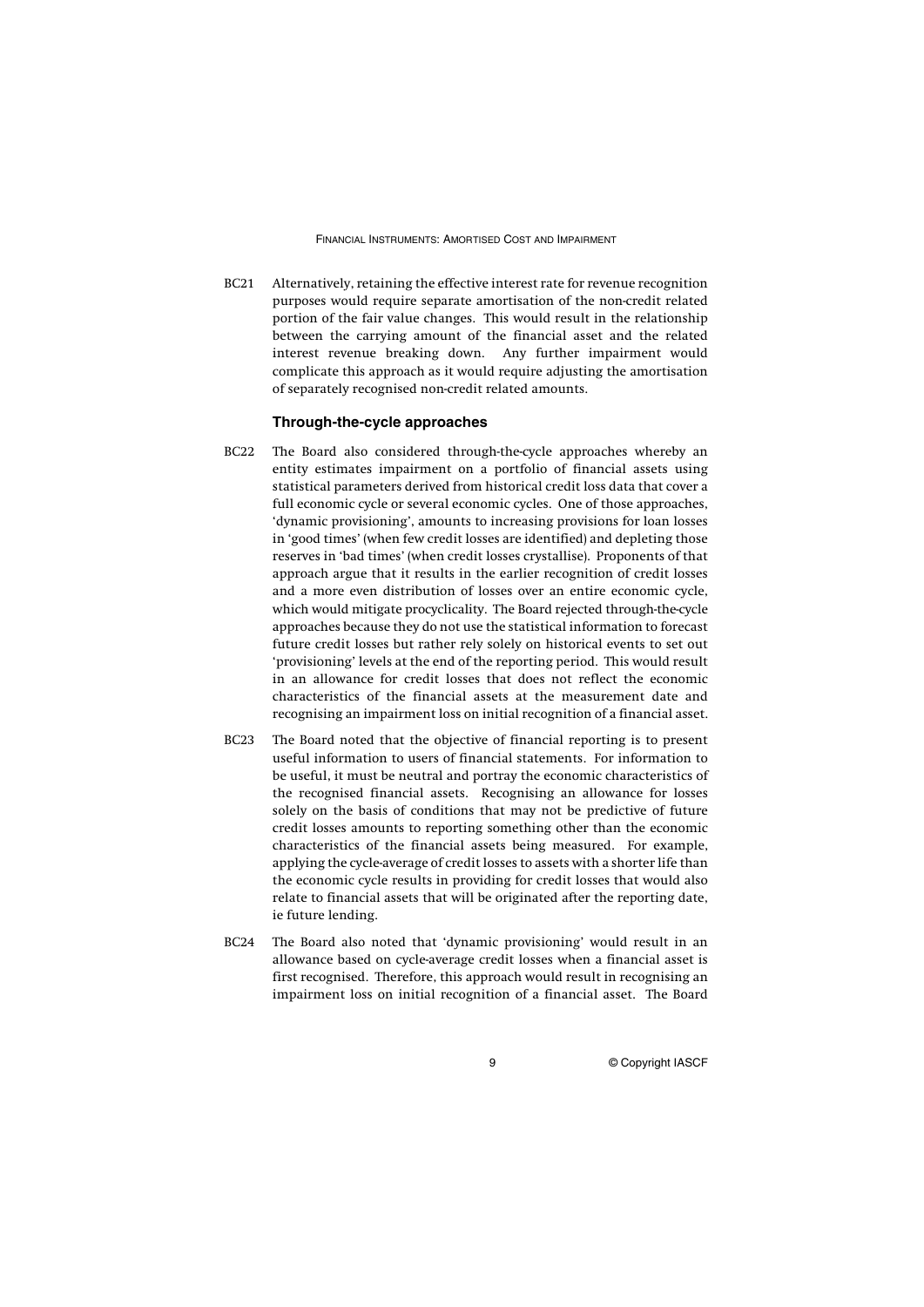BC21 Alternatively, retaining the effective interest rate for revenue recognition purposes would require separate amortisation of the non-credit related portion of the fair value changes. This would result in the relationship between the carrying amount of the financial asset and the related interest revenue breaking down. Any further impairment would complicate this approach as it would require adjusting the amortisation of separately recognised non-credit related amounts.

### Through-the-cycle approaches

BC22 The Board also considered through-the-cycle approaches whereby an entity estimates impairment on a portfolio of financial assets using statistical parameters derived from historical credit loss data that cover a full economic cycle or several economic cycles. One of those approaches, 'dynamic provisioning', amounts to increasing provisions for loan losses in 'good times' (when few credit losses are identified) and depleting those reserves in 'bad times' (when credit losses crystallise). Proponents of that approach argue that it results in the earlier recognition of credit losses and a more even distribution of losses over an entire economic cycle, which would mitigate procyclicality. The Board rejected through-the-cycle approaches because they do not use the statistical information to forecast future credit losses but rather rely solely on historical events to set out 'provisioning' levels at the end of the reporting period. This would result in an allowance for credit losses that does not reflect the economic characteristics of the financial assets at the measurement date and recognising an impairment loss on initial recognition of a financial asset.

BC23 The Board noted that the objective of financial reporting is to present useful information to users of financial statements. For information to be useful, it must be neutral and portray the economic characteristics of the recognised financial assets. Recognising an allowance for losses solely on the basis of conditions that may not be predictive of future credit losses amounts to reporting something other than the economic characteristics of the financial assets being measured. For example, applying the cycle-average of credit losses to assets with a shorter life than the economic cycle results in providing for credit losses that would also relate to financial assets that will be originated after the reporting date, ie future lending.

BC24 The Board also noted that 'dynamic provisioning' would result in an allowance based on cycle-average credit losses when a financial asset is first recognised. Therefore, this approach would result in recognising an impairment loss on initial recognition of a financial asset. The Board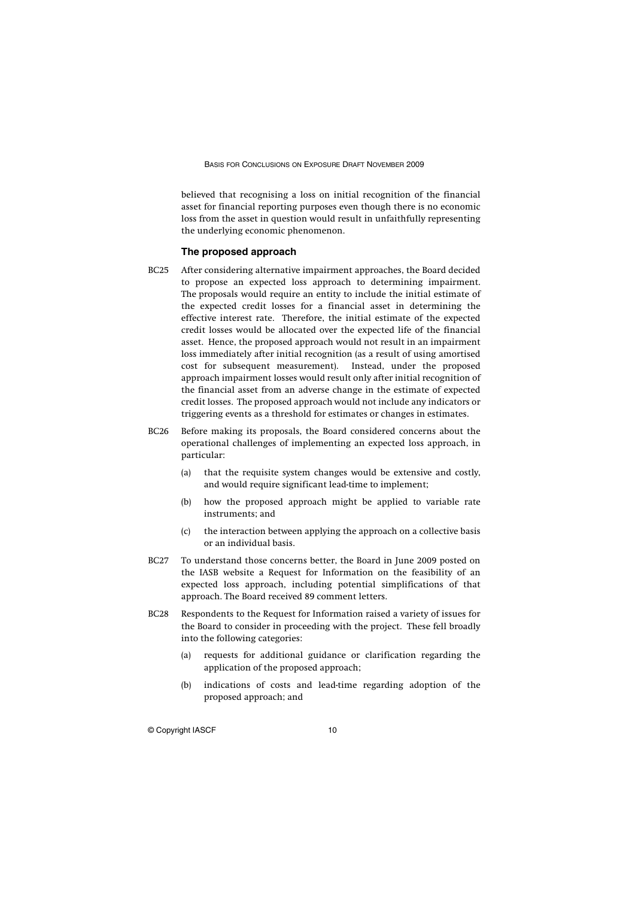believed that recognising a loss on initial recognition of the financial asset for financial reporting purposes even though there is no economic loss from the asset in question would result in unfaithfully representing the underlying economic phenomenon.

### The proposed approach

BC25 After considering alternative impairment approaches, the Board decided to propose an expected loss approach to determining impairment. The proposals would require an entity to include the initial estimate of the expected credit losses for a financial asset in determining the effective interest rate. Therefore, the initial estimate of the expected credit losses would be allocated over the expected life of the financial asset. Hence, the proposed approach would not result in an impairment loss immediately after initial recognition (as a result of using amortised cost for subsequent measurement). Instead, under the proposed approach impairment losses would result only after initial recognition of the financial asset from an adverse change in the estimate of expected credit losses. The proposed approach would not include any indicators or triggering events as a threshold for estimates or changes in estimates.

BC26 Before making its proposals, the Board considered concerns about the operational challenges of implementing an expected loss approach, in particular:

(a) that the requisite system changes would be extensive and costly, and would require significant lead-time to implement;

(b) how the proposed approach might be applied to variable rate instruments; and

(c) the interaction between applying the approach on a collective basis or an individual basis.

BC27 To understand those concerns better, the Board in June 2009 posted on the IASB website a Request for Information on the feasibility of an expected loss approach, including potential simplifications of that approach. The Board received 89 comment letters.

BC28 Respondents to the Request for Information raised a variety of issues for the Board to consider in proceeding with the project. These fell broadly into the following categories:

(a) requests for additional guidance or clarification regarding the application of the proposed approach;

(b) indications of costs and lead-time regarding adoption of the proposed approach; and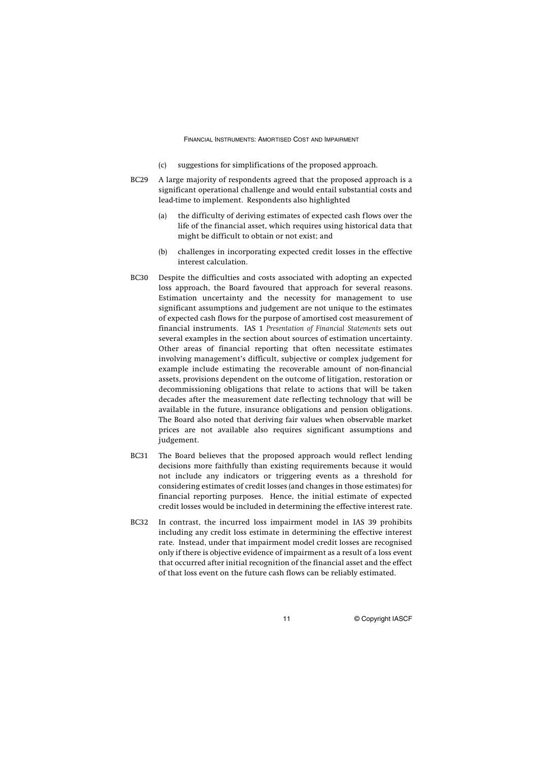(c) suggestions for simplifications of the proposed approach.

BC29 A large majority of respondents agreed that the proposed approach is a significant operational challenge and would entail substantial costs and lead-time to implement. Respondents also highlighted

(a) the difficulty of deriving estimates of expected cash flows over the life of the financial asset, which requires using historical data that might be difficult to obtain or not exist; and

(b) challenges in incorporating expected credit losses in the effective interest calculation.

BC30 Despite the difficulties and costs associated with adopting an expected loss approach, the Board favoured that approach for several reasons. Estimation uncertainty and the necessity for management to use significant assumptions and judgement are not unique to the estimates of expected cash flows for the purpose of amortised cost measurement of financial instruments. IAS 1 *Presentation of Financial Statements* sets out several examples in the section about sources of estimation uncertainty. Other areas of financial reporting that often necessitate estimates involving management's difficult, subjective or complex judgement for example include estimating the recoverable amount of non-financial assets, provisions dependent on the outcome of litigation, restoration or decommissioning obligations that relate to actions that will be taken decades after the measurement date reflecting technology that will be available in the future, insurance obligations and pension obligations. The Board also noted that deriving fair values when observable market prices are not available also requires significant assumptions and judgement.

BC31 The Board believes that the proposed approach would reflect lending decisions more faithfully than existing requirements because it would not include any indicators or triggering events as a threshold for considering estimates of credit losses (and changes in those estimates) for financial reporting purposes. Hence, the initial estimate of expected credit losses would be included in determining the effective interest rate.

BC32 In contrast, the incurred loss impairment model in IAS 39 prohibits including any credit loss estimate in determining the effective interest rate. Instead, under that impairment model credit losses are recognised only if there is objective evidence of impairment as a result of a loss event that occurred after initial recognition of the financial asset and the effect of that loss event on the future cash flows can be reliably estimated.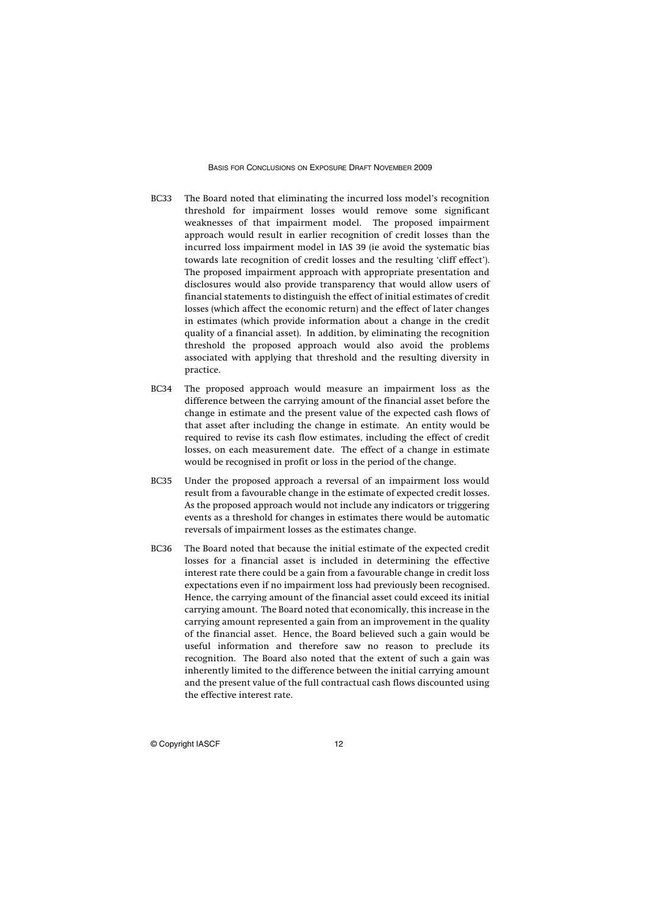BC33 The Board noted that eliminating the incurred loss model's recognition threshold for impairment losses would remove some significant weaknesses of that impairment model. The proposed impairment approach would result in earlier recognition of credit losses than the incurred loss impairment model in IAS 39 (ie avoid the systematic bias towards late recognition of credit losses and the resulting 'cliff effect'). The proposed impairment approach with appropriate presentation and disclosures would also provide transparency that would allow users of financial statements to distinguish the effect of initial estimates of credit losses (which affect the economic return) and the effect of later changes in estimates (which provide information about a change in the credit quality of a financial asset). In addition, by eliminating the recognition threshold the proposed approach would also avoid the problems associated with applying that threshold and the resulting diversity in practice.

BC34 The proposed approach would measure an impairment loss as the difference between the carrying amount of the financial asset before the change in estimate and the present value of the expected cash flows of that asset after including the change in estimate. An entity would be required to revise its cash flow estimates, including the effect of credit losses, on each measurement date. The effect of a change in estimate would be recognised in profit or loss in the period of the change.

BC35 Under the proposed approach a reversal of an impairment loss would result from a favourable change in the estimate of expected credit losses. As the proposed approach would not include any indicators or triggering events as a threshold for changes in estimates there would be automatic reversals of impairment losses as the estimates change.

BC36 The Board noted that because the initial estimate of the expected credit losses for a financial asset is included in determining the effective interest rate there could be a gain from a favourable change in credit loss expectations even if no impairment loss had previously been recognised. Hence, the carrying amount of the financial asset could exceed its initial carrying amount. The Board noted that economically, this increase in the carrying amount represented a gain from an improvement in the quality of the financial asset. Hence, the Board believed such a gain would be useful information and therefore saw no reason to preclude its recognition. The Board also noted that the extent of such a gain was inherently limited to the difference between the initial carrying amount and the present value of the full contractual cash flows discounted using the effective interest rate.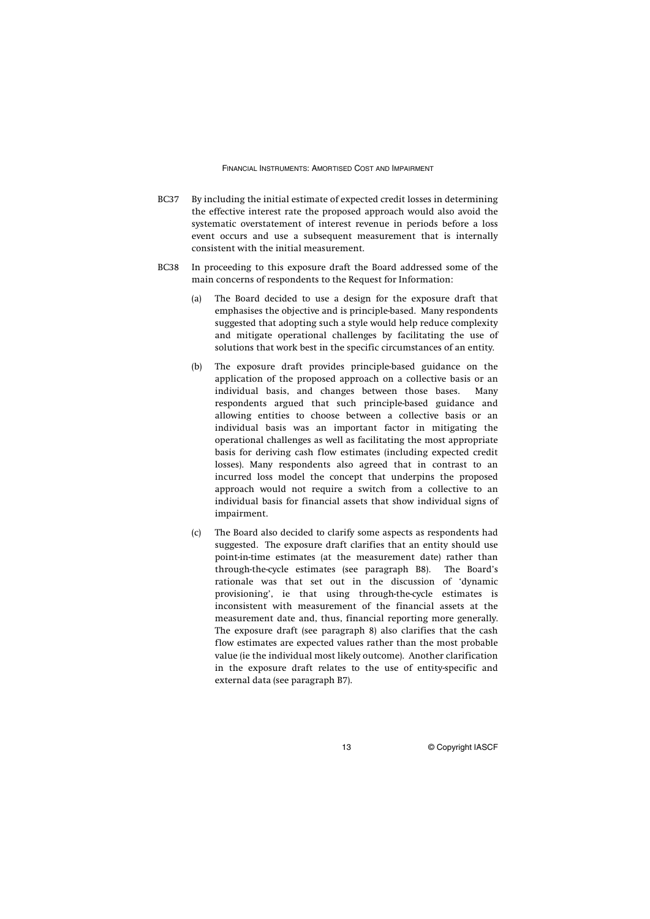BC37 By including the initial estimate of expected credit losses in determining the effective interest rate the proposed approach would also avoid the systematic overstatement of interest revenue in periods before a loss event occurs and use a subsequent measurement that is internally consistent with the initial measurement.

BC38 In proceeding to this exposure draft the Board addressed some of the main concerns of respondents to the Request for Information:

(a) The Board decided to use a design for the exposure draft that emphasises the objective and is principle-based. Many respondents suggested that adopting such a style would help reduce complexity and mitigate operational challenges by facilitating the use of solutions that work best in the specific circumstances of an entity.

(b) The exposure draft provides principle-based guidance on the application of the proposed approach on a collective basis or an individual basis, and changes between those bases. Many respondents argued that such principle-based guidance and allowing entities to choose between a collective basis or an individual basis was an important factor in mitigating the operational challenges as well as facilitating the most appropriate basis for deriving cash flow estimates (including expected credit losses). Many respondents also agreed that in contrast to an incurred loss model the concept that underpins the proposed approach would not require a switch from a collective to an individual basis for financial assets that show individual signs of impairment.

(c) The Board also decided to clarify some aspects as respondents had suggested. The exposure draft clarifies that an entity should use point-in-time estimates (at the measurement date) rather than through-the-cycle estimates (see paragraph B8). The Board's rationale was that set out in the discussion of 'dynamic provisioning', ie that using through-the-cycle estimates is inconsistent with measurement of the financial assets at the measurement date and, thus, financial reporting more generally. The exposure draft (see paragraph 8) also clarifies that the cash flow estimates are expected values rather than the most probable value (ie the individual most likely outcome). Another clarification in the exposure draft relates to the use of entity-specific and external data (see paragraph B7).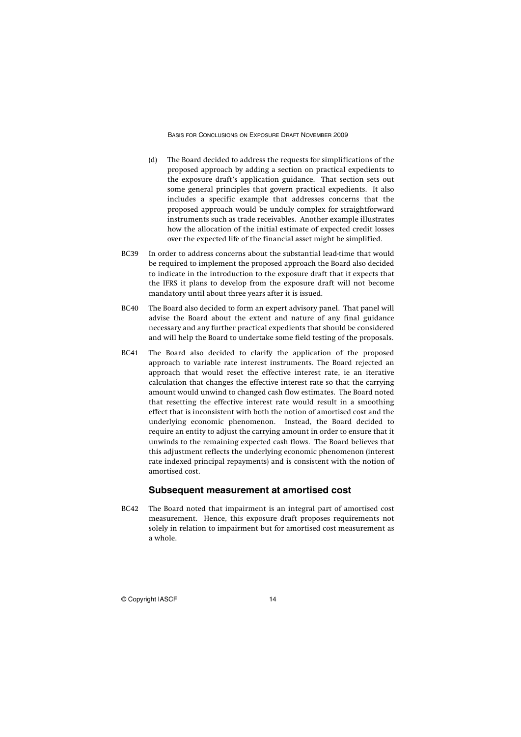(d) The Board decided to address the requests for simplifications of the proposed approach by adding a section on practical expedients to the exposure draft's application guidance. That section sets out some general principles that govern practical expedients. It also includes a specific example that addresses concerns that the proposed approach would be unduly complex for straightforward instruments such as trade receivables. Another example illustrates how the allocation of the initial estimate of expected credit losses over the expected life of the financial asset might be simplified.

BC39 In order to address concerns about the substantial lead-time that would be required to implement the proposed approach the Board also decided to indicate in the introduction to the exposure draft that it expects that the IFRS it plans to develop from the exposure draft will not become mandatory until about three years after it is issued.

BC40 The Board also decided to form an expert advisory panel. That panel will advise the Board about the extent and nature of any final guidance necessary and any further practical expedients that should be considered and will help the Board to undertake some field testing of the proposals.

BC41 The Board also decided to clarify the application of the proposed approach to variable rate interest instruments. The Board rejected an approach that would reset the effective interest rate, ie an iterative calculation that changes the effective interest rate so that the carrying amount would unwind to changed cash flow estimates. The Board noted that resetting the effective interest rate would result in a smoothing effect that is inconsistent with both the notion of amortised cost and the underlying economic phenomenon. Instead, the Board decided to require an entity to adjust the carrying amount in order to ensure that it unwinds to the remaining expected cash flows. The Board believes that this adjustment reflects the underlying economic phenomenon (interest rate indexed principal repayments) and is consistent with the notion of amortised cost.

## Subsequent measurement at amortised cost

BC42 The Board noted that impairment is an integral part of amortised cost measurement. Hence, this exposure draft proposes requirements not solely in relation to impairment but for amortised cost measurement as a whole.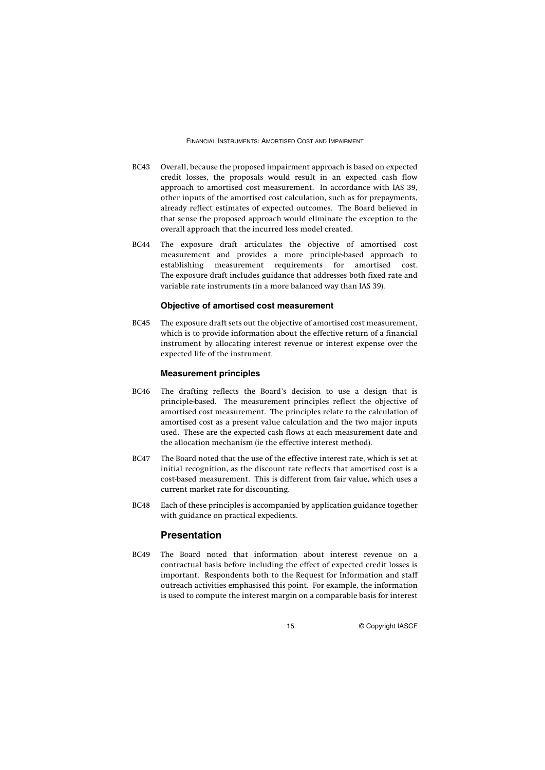BC43 Overall, because the proposed impairment approach is based on expected credit losses, the proposals would result in an expected cash flow approach to amortised cost measurement. In accordance with IAS 39, other inputs of the amortised cost calculation, such as for prepayments, already reflect estimates of expected outcomes. The Board believed in that sense the proposed approach would eliminate the exception to the overall approach that the incurred loss model created.

BC44 The exposure draft articulates the objective of amortised cost measurement and provides a more principle-based approach to establishing measurement requirements for amortised cost. The exposure draft includes guidance that addresses both fixed rate and variable rate instruments (in a more balanced way than IAS 39).

### Objective of amortised cost measurement

BC45 The exposure draft sets out the objective of amortised cost measurement, which is to provide information about the effective return of a financial instrument by allocating interest revenue or interest expense over the expected life of the instrument.

### Measurement principles

BC46 The drafting reflects the Board's decision to use a design that is principle-based. The measurement principles reflect the objective of amortised cost measurement. The principles relate to the calculation of amortised cost as a present value calculation and the two major inputs used. These are the expected cash flows at each measurement date and the allocation mechanism (ie the effective interest method).

BC47 The Board noted that the use of the effective interest rate, which is set at initial recognition, as the discount rate reflects that amortised cost is a cost-based measurement. This is different from fair value, which uses a current market rate for discounting.

BC48 Each of these principles is accompanied by application guidance together with guidance on practical expedients.

## Presentation

BC49 The Board noted that information about interest revenue on a contractual basis before including the effect of expected credit losses is important. Respondents both to the Request for Information and staff outreach activities emphasised this point. For example, the information is used to compute the interest margin on a comparable basis for interest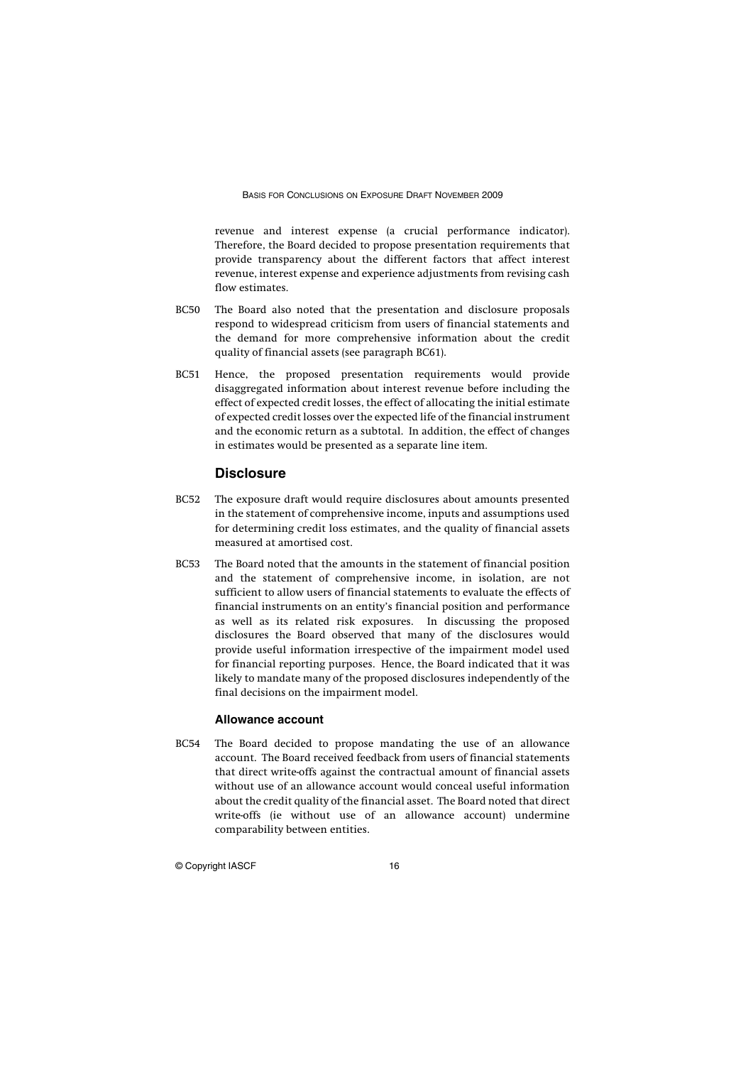revenue and interest expense (a crucial performance indicator). Therefore, the Board decided to propose presentation requirements that provide transparency about the different factors that affect interest revenue, interest expense and experience adjustments from revising cash flow estimates.

BC50 The Board also noted that the presentation and disclosure proposals respond to widespread criticism from users of financial statements and the demand for more comprehensive information about the credit quality of financial assets (see paragraph BC61).

BC51 Hence, the proposed presentation requirements would provide disaggregated information about interest revenue before including the effect of expected credit losses, the effect of allocating the initial estimate of expected credit losses over the expected life of the financial instrument and the economic return as a subtotal. In addition, the effect of changes in estimates would be presented as a separate line item.

## Disclosure

BC52 The exposure draft would require disclosures about amounts presented in the statement of comprehensive income, inputs and assumptions used for determining credit loss estimates, and the quality of financial assets measured at amortised cost.

BC53 The Board noted that the amounts in the statement of financial position and the statement of comprehensive income, in isolation, are not sufficient to allow users of financial statements to evaluate the effects of financial instruments on an entity's financial position and performance as well as its related risk exposures. In discussing the proposed disclosures the Board observed that many of the disclosures would provide useful information irrespective of the impairment model used for financial reporting purposes. Hence, the Board indicated that it was likely to mandate many of the proposed disclosures independently of the final decisions on the impairment model.

### Allowance account

BC54 The Board decided to propose mandating the use of an allowance account. The Board received feedback from users of financial statements that direct write-offs against the contractual amount of financial assets without use of an allowance account would conceal useful information about the credit quality of the financial asset. The Board noted that direct write-offs (ie without use of an allowance account) undermine comparability between entities.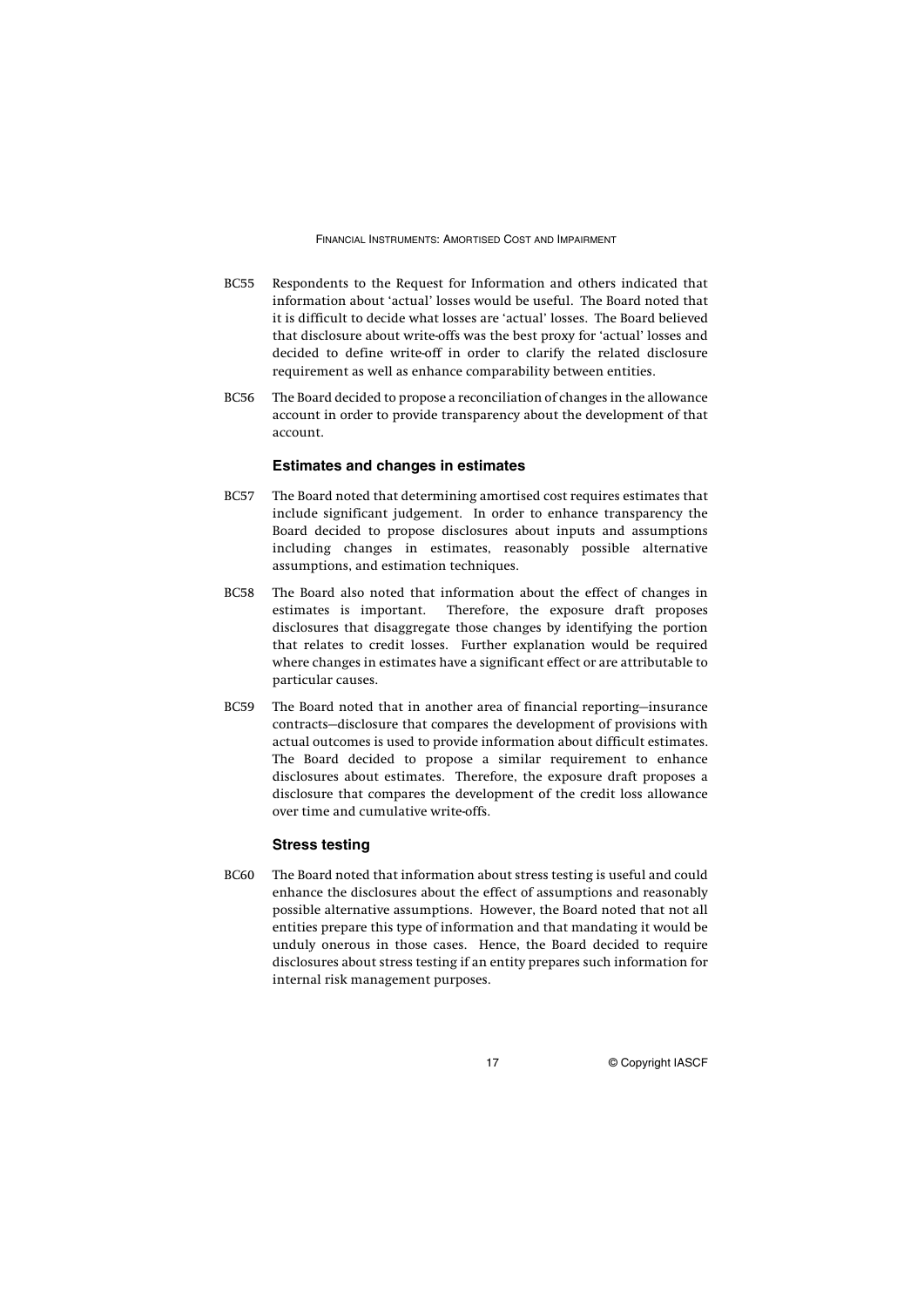BC55 Respondents to the Request for Information and others indicated that information about 'actual' losses would be useful. The Board noted that it is difficult to decide what losses are 'actual' losses. The Board believed that disclosure about write-offs was the best proxy for 'actual' losses and decided to define write-off in order to clarify the related disclosure requirement as well as enhance comparability between entities.

BC56 The Board decided to propose a reconciliation of changes in the allowance account in order to provide transparency about the development of that account.

### Estimates and changes in estimates

BC57 The Board noted that determining amortised cost requires estimates that include significant judgement. In order to enhance transparency the Board decided to propose disclosures about inputs and assumptions including changes in estimates, reasonably possible alternative assumptions, and estimation techniques.

BC58 The Board also noted that information about the effect of changes in estimates is important. Therefore, the exposure draft proposes disclosures that disaggregate those changes by identifying the portion that relates to credit losses. Further explanation would be required where changes in estimates have a significant effect or are attributable to particular causes.

BC59 The Board noted that in another area of financial reporting—insurance contracts—disclosure that compares the development of provisions with actual outcomes is used to provide information about difficult estimates. The Board decided to propose a similar requirement to enhance disclosures about estimates. Therefore, the exposure draft proposes a disclosure that compares the development of the credit loss allowance over time and cumulative write-offs.

### Stress testing

BC60 The Board noted that information about stress testing is useful and could enhance the disclosures about the effect of assumptions and reasonably possible alternative assumptions. However, the Board noted that not all entities prepare this type of information and that mandating it would be unduly onerous in those cases. Hence, the Board decided to require disclosures about stress testing if an entity prepares such information for internal risk management purposes.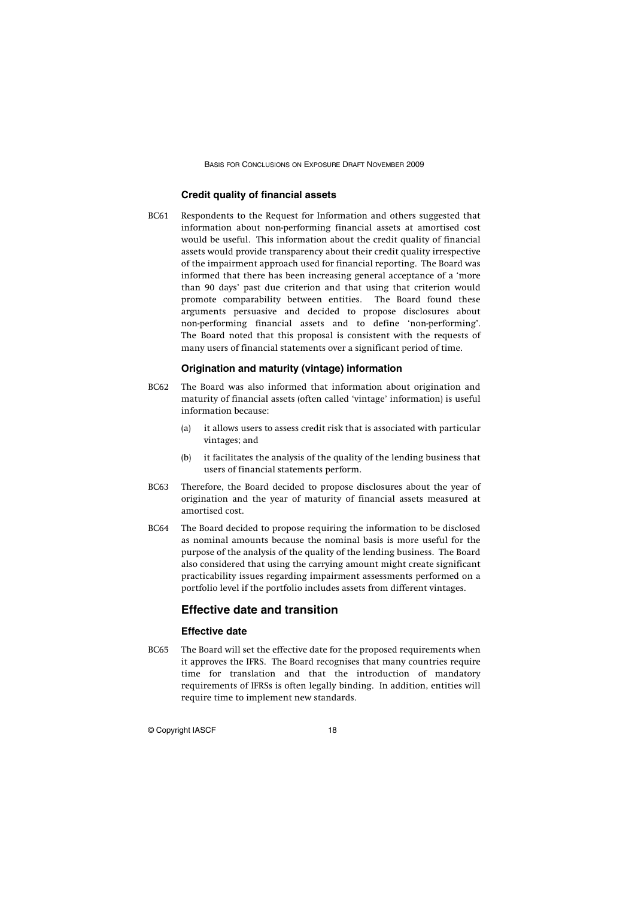### Credit quality of financial assets

BC61 Respondents to the Request for Information and others suggested that information about non-performing financial assets at amortised cost would be useful. This information about the credit quality of financial assets would provide transparency about their credit quality irrespective of the impairment approach used for financial reporting. The Board was informed that there has been increasing general acceptance of a 'more than 90 days' past due criterion and that using that criterion would promote comparability between entities. The Board found these arguments persuasive and decided to propose disclosures about non-performing financial assets and to define 'non-performing'. The Board noted that this proposal is consistent with the requests of many users of financial statements over a significant period of time.

### Origination and maturity (vintage) information

BC62 The Board was also informed that information about origination and maturity of financial assets (often called 'vintage' information) is useful information because:

(a) it allows users to assess credit risk that is associated with particular vintages; and

(b) it facilitates the analysis of the quality of the lending business that users of financial statements perform.

BC63 Therefore, the Board decided to propose disclosures about the year of origination and the year of maturity of financial assets measured at amortised cost.

BC64 The Board decided to propose requiring the information to be disclosed as nominal amounts because the nominal basis is more useful for the purpose of the analysis of the quality of the lending business. The Board also considered that using the carrying amount might create significant practicability issues regarding impairment assessments performed on a portfolio level if the portfolio includes assets from different vintages.

## Effective date and transition

### Effective date

BC65 The Board will set the effective date for the proposed requirements when it approves the IFRS. The Board recognises that many countries require time for translation and that the introduction of mandatory requirements of IFRSs is often legally binding. In addition, entities will require time to implement new standards.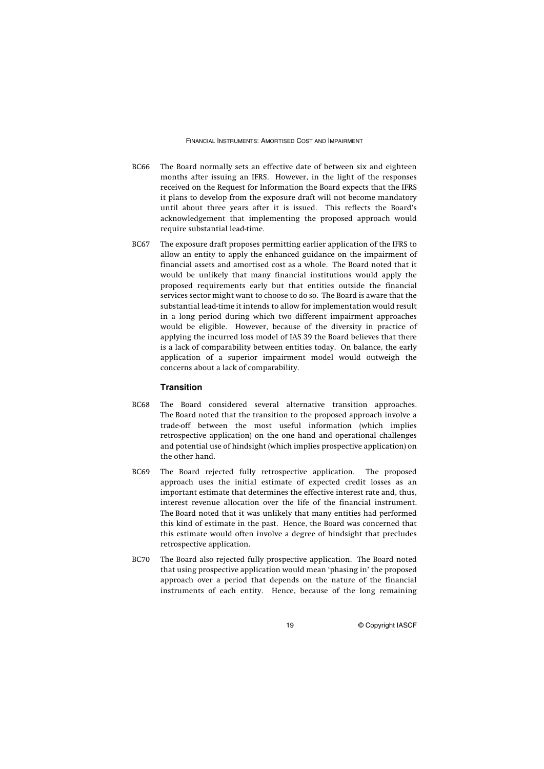BC66 The Board normally sets an effective date of between six and eighteen months after issuing an IFRS. However, in the light of the responses received on the Request for Information the Board expects that the IFRS it plans to develop from the exposure draft will not become mandatory until about three years after it is issued. This reflects the Board's acknowledgement that implementing the proposed approach would require substantial lead-time.

BC67 The exposure draft proposes permitting earlier application of the IFRS to allow an entity to apply the enhanced guidance on the impairment of financial assets and amortised cost as a whole. The Board noted that it would be unlikely that many financial institutions would apply the proposed requirements early but that entities outside the financial services sector might want to choose to do so. The Board is aware that the substantial lead-time it intends to allow for implementation would result in a long period during which two different impairment approaches would be eligible. However, because of the diversity in practice of applying the incurred loss model of IAS 39 the Board believes that there is a lack of comparability between entities today. On balance, the early application of a superior impairment model would outweigh the concerns about a lack of comparability.

### Transition

BC68 The Board considered several alternative transition approaches. The Board noted that the transition to the proposed approach involve a trade-off between the most useful information (which implies retrospective application) on the one hand and operational challenges and potential use of hindsight (which implies prospective application) on the other hand.

BC69 The Board rejected fully retrospective application. The proposed approach uses the initial estimate of expected credit losses as an important estimate that determines the effective interest rate and, thus, interest revenue allocation over the life of the financial instrument. The Board noted that it was unlikely that many entities had performed this kind of estimate in the past. Hence, the Board was concerned that this estimate would often involve a degree of hindsight that precludes retrospective application.

BC70 The Board also rejected fully prospective application. The Board noted that using prospective application would mean 'phasing in' the proposed approach over a period that depends on the nature of the financial instruments of each entity. Hence, because of the long remaining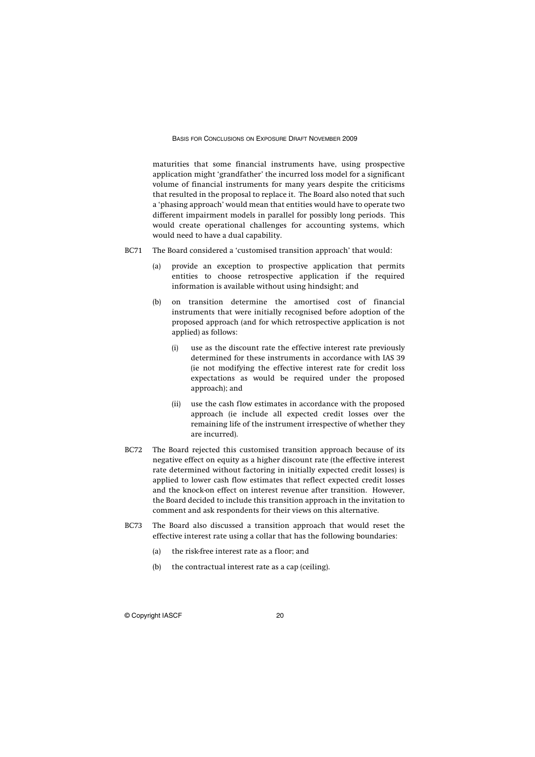maturities that some financial instruments have, using prospective application might 'grandfather' the incurred loss model for a significant volume of financial instruments for many years despite the criticisms that resulted in the proposal to replace it. The Board also noted that such a 'phasing approach' would mean that entities would have to operate two different impairment models in parallel for possibly long periods. This would create operational challenges for accounting systems, which would need to have a dual capability.

BC71 The Board considered a 'customised transition approach' that would:

(a) provide an exception to prospective application that permits entities to choose retrospective application if the required information is available without using hindsight; and

(b) on transition determine the amortised cost of financial instruments that were initially recognised before adoption of the proposed approach (and for which retrospective application is not applied) as follows:

(i) use as the discount rate the effective interest rate previously determined for these instruments in accordance with IAS 39 (ie not modifying the effective interest rate for credit loss expectations as would be required under the proposed approach); and

(ii) use the cash flow estimates in accordance with the proposed approach (ie include all expected credit losses over the remaining life of the instrument irrespective of whether they are incurred).

BC72 The Board rejected this customised transition approach because of its negative effect on equity as a higher discount rate (the effective interest rate determined without factoring in initially expected credit losses) is applied to lower cash flow estimates that reflect expected credit losses and the knock-on effect on interest revenue after transition. However, the Board decided to include this transition approach in the invitation to comment and ask respondents for their views on this alternative.

BC73 The Board also discussed a transition approach that would reset the effective interest rate using a collar that has the following boundaries:

(a) the risk-free interest rate as a floor; and

(b) the contractual interest rate as a cap (ceiling).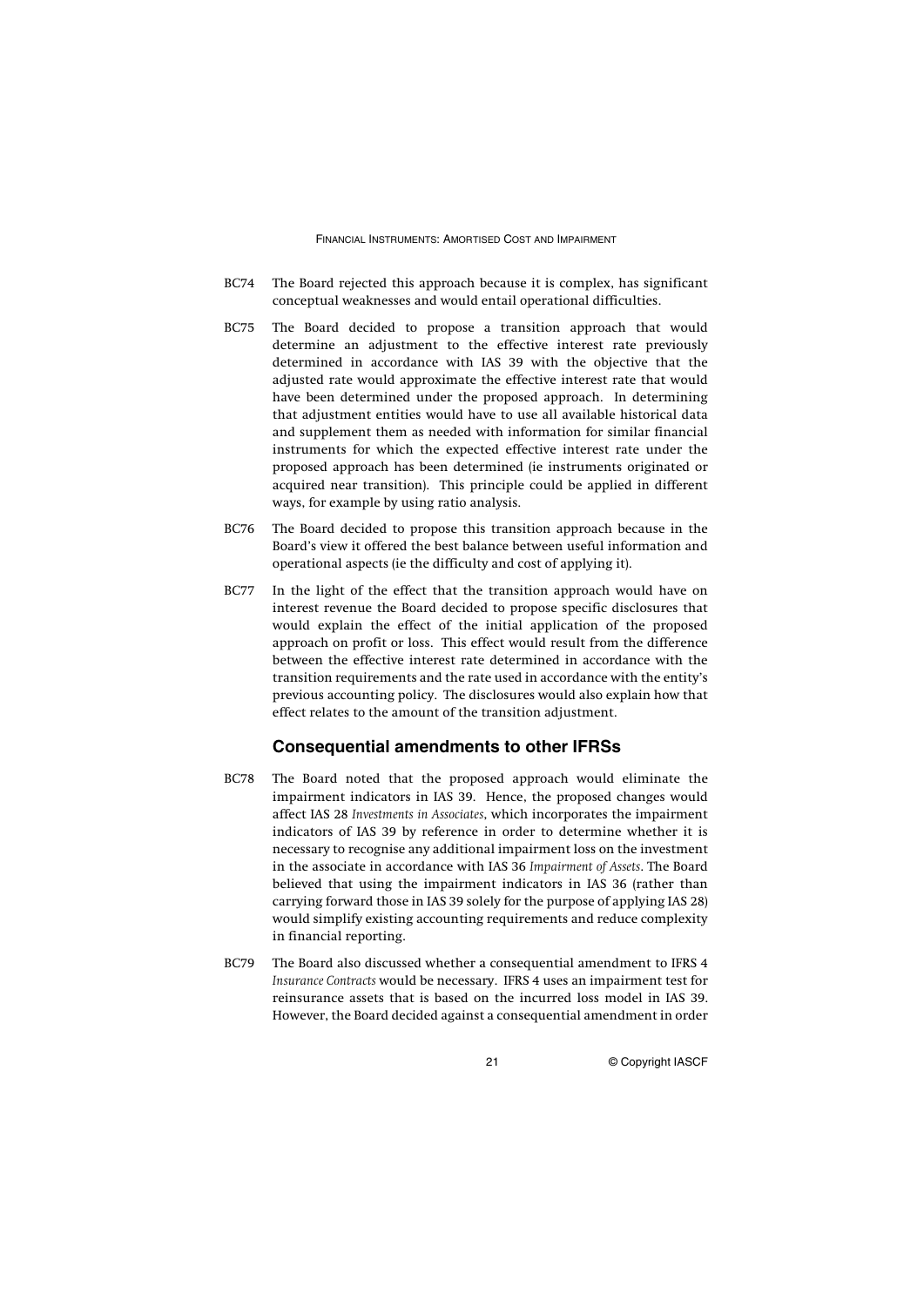BC74 The Board rejected this approach because it is complex, has significant conceptual weaknesses and would entail operational difficulties.

BC75 The Board decided to propose a transition approach that would determine an adjustment to the effective interest rate previously determined in accordance with IAS 39 with the objective that the adjusted rate would approximate the effective interest rate that would have been determined under the proposed approach. In determining that adjustment entities would have to use all available historical data and supplement them as needed with information for similar financial instruments for which the expected effective interest rate under the proposed approach has been determined (ie instruments originated or acquired near transition). This principle could be applied in different ways, for example by using ratio analysis.

BC76 The Board decided to propose this transition approach because in the Board's view it offered the best balance between useful information and operational aspects (ie the difficulty and cost of applying it).

BC77 In the light of the effect that the transition approach would have on interest revenue the Board decided to propose specific disclosures that would explain the effect of the initial application of the proposed approach on profit or loss. This effect would result from the difference between the effective interest rate determined in accordance with the transition requirements and the rate used in accordance with the entity's previous accounting policy. The disclosures would also explain how that effect relates to the amount of the transition adjustment.

## Consequential amendments to other IFRSs

BC78 The Board noted that the proposed approach would eliminate the impairment indicators in IAS 39. Hence, the proposed changes would affect IAS 28 *Investments in Associates*, which incorporates the impairment indicators of IAS 39 by reference in order to determine whether it is necessary to recognise any additional impairment loss on the investment in the associate in accordance with IAS 36 *Impairment of Assets*. The Board believed that using the impairment indicators in IAS 36 (rather than carrying forward those in IAS 39 solely for the purpose of applying IAS 28) would simplify existing accounting requirements and reduce complexity in financial reporting.

BC79 The Board also discussed whether a consequential amendment to IFRS 4 *Insurance Contracts* would be necessary. IFRS 4 uses an impairment test for reinsurance assets that is based on the incurred loss model in IAS 39. However, the Board decided against a consequential amendment in order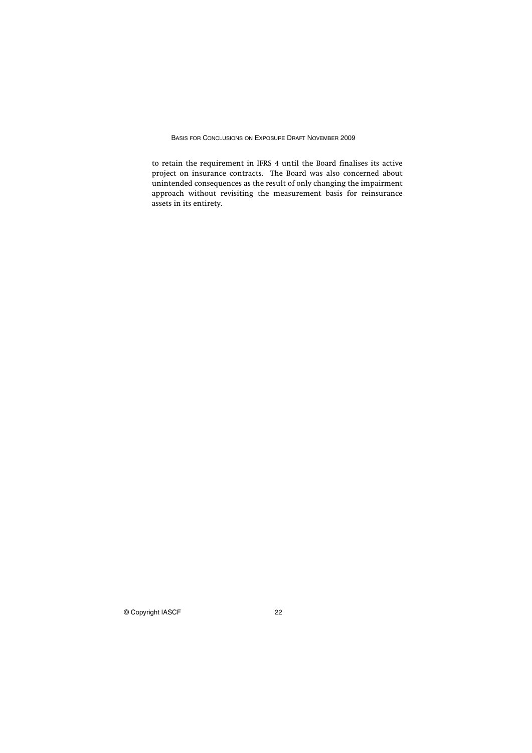to retain the requirement in IFRS 4 until the Board finalises its active project on insurance contracts. The Board was also concerned about unintended consequences as the result of only changing the impairment approach without revisiting the measurement basis for reinsurance assets in its entirety.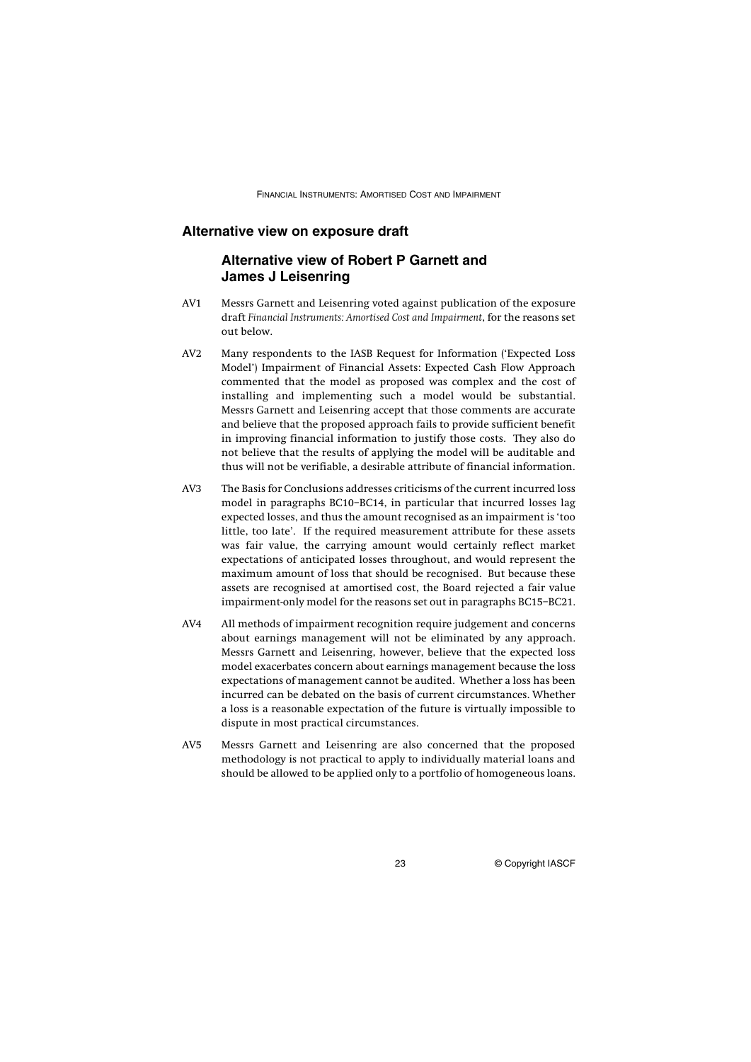## Alternative view on exposure draft

### Alternative view of Robert P Garnett and James J Leisenring

AV1 Messrs Garnett and Leisenring voted against publication of the exposure draft *Financial Instruments: Amortised Cost and Impairment*, for the reasons set out below.

AV2 Many respondents to the IASB Request for Information ('Expected Loss Model') Impairment of Financial Assets: Expected Cash Flow Approach commented that the model as proposed was complex and the cost of installing and implementing such a model would be substantial. Messrs Garnett and Leisenring accept that those comments are accurate and believe that the proposed approach fails to provide sufficient benefit in improving financial information to justify those costs. They also do not believe that the results of applying the model will be auditable and thus will not be verifiable, a desirable attribute of financial information.

AV3 The Basis for Conclusions addresses criticisms of the current incurred loss model in paragraphs BC10–BC14, in particular that incurred losses lag expected losses, and thus the amount recognised as an impairment is 'too little, too late'. If the required measurement attribute for these assets was fair value, the carrying amount would certainly reflect market expectations of anticipated losses throughout, and would represent the maximum amount of loss that should be recognised. But because these assets are recognised at amortised cost, the Board rejected a fair value impairment-only model for the reasons set out in paragraphs BC15–BC21.

AV4 All methods of impairment recognition require judgement and concerns about earnings management will not be eliminated by any approach. Messrs Garnett and Leisenring, however, believe that the expected loss model exacerbates concern about earnings management because the loss expectations of management cannot be audited. Whether a loss has been incurred can be debated on the basis of current circumstances. Whether a loss is a reasonable expectation of the future is virtually impossible to dispute in most practical circumstances.

AV5 Messrs Garnett and Leisenring are also concerned that the proposed methodology is not practical to apply to individually material loans and should be allowed to be applied only to a portfolio of homogeneous loans.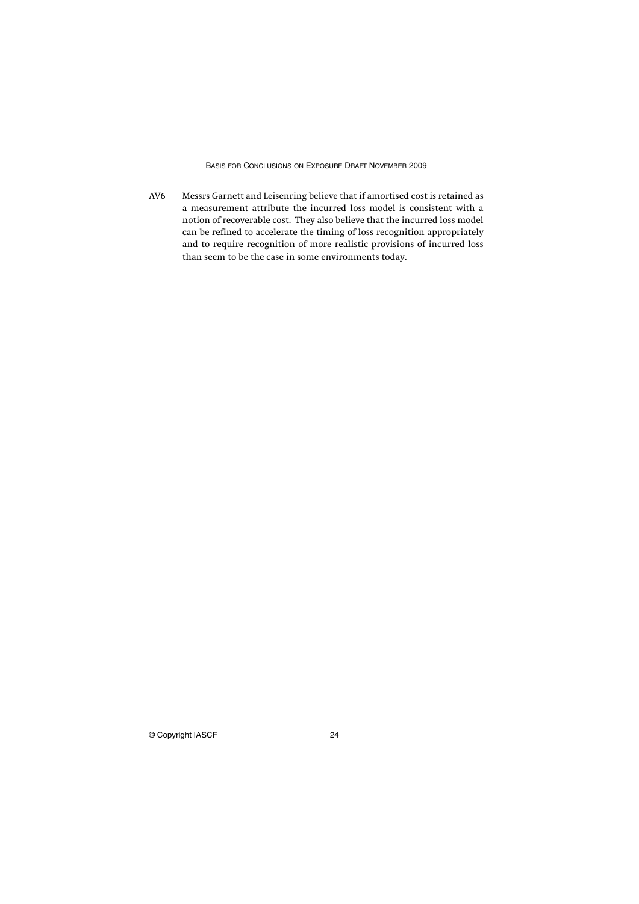AV6 Messrs Garnett and Leisenring believe that if amortised cost is retained as a measurement attribute the incurred loss model is consistent with a notion of recoverable cost. They also believe that the incurred loss model can be refined to accelerate the timing of loss recognition appropriately and to require recognition of more realistic provisions of incurred loss than seem to be the case in some environments today.